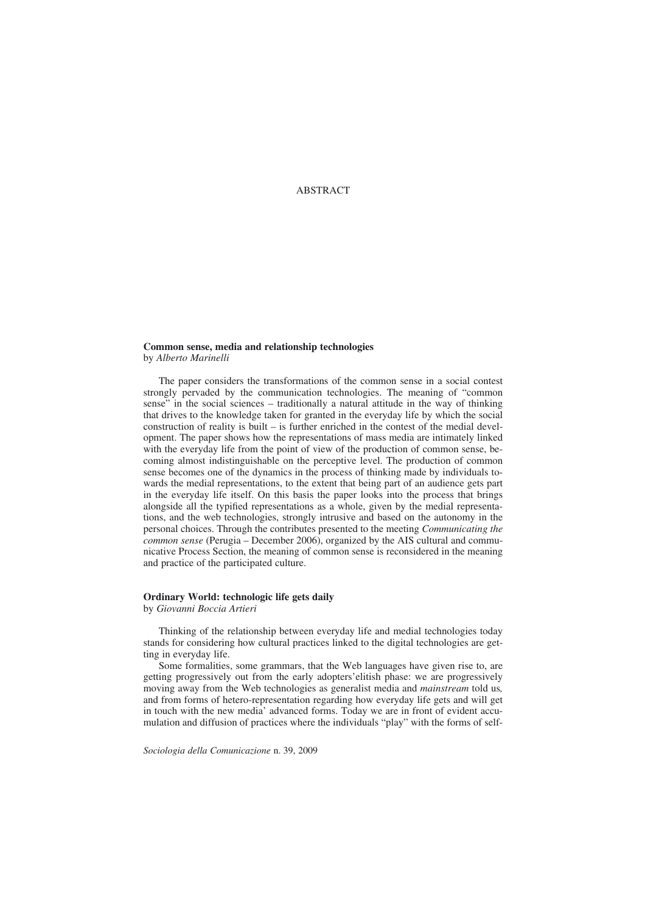# ABSTRACT

**Common sense, media and relationship technologies**
by *Alberto Marinelli*

The paper considers the transformations of the common sense in a social contest strongly pervaded by the communication technologies. The meaning of "common sense" in the social sciences – traditionally a natural attitude in the way of thinking that drives to the knowledge taken for granted in the everyday life by which the social construction of reality is built – is further enriched in the contest of the medial development. The paper shows how the representations of mass media are intimately linked with the everyday life from the point of view of the production of common sense, becoming almost indistinguishable on the perceptive level. The production of common sense becomes one of the dynamics in the process of thinking made by individuals towards the medial representations, to the extent that being part of an audience gets part in the everyday life itself. On this basis the paper looks into the process that brings alongside all the typified representations as a whole, given by the medial representations, and the web technologies, strongly intrusive and based on the autonomy in the personal choices. Through the contributes presented to the meeting *Communicating the common sense* (Perugia – December 2006), organized by the AIS cultural and communicative Process Section, the meaning of common sense is reconsidered in the meaning and practice of the participated culture.

**Ordinary World: technologic life gets daily**
by *Giovanni Boccia Artieri*

Thinking of the relationship between everyday life and medial technologies today stands for considering how cultural practices linked to the digital technologies are getting in everyday life.

Some formalities, some grammars, that the Web languages have given rise to, are getting progressively out from the early adopters'elitish phase: we are progressively moving away from the Web technologies as generalist media and *mainstream* told us*,* and from forms of hetero-representation regarding how everyday life gets and will get in touch with the new media' advanced forms. Today we are in front of evident accumulation and diffusion of practices where the individuals "play" with the forms of self-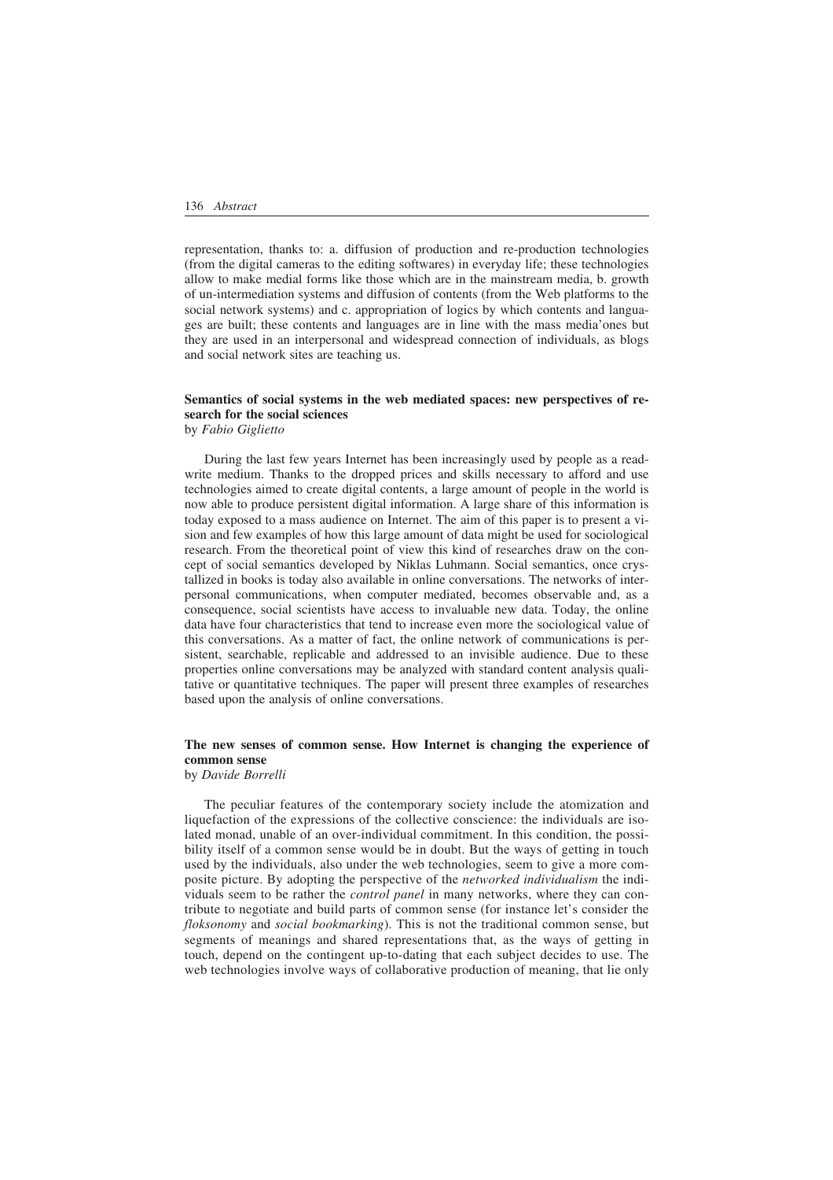representation, thanks to: a. diffusion of production and re-production technologies (from the digital cameras to the editing softwares) in everyday life; these technologies allow to make medial forms like those which are in the mainstream media, b. growth of un-intermediation systems and diffusion of contents (from the Web platforms to the social network systems) and c. appropriation of logics by which contents and languages are built; these contents and languages are in line with the mass media'ones but they are used in an interpersonal and widespread connection of individuals, as blogs and social network sites are teaching us.

**Semantics of social systems in the web mediated spaces: new perspectives of research for the social sciences**
by *Fabio Giglietto*

During the last few years Internet has been increasingly used by people as a read-write medium. Thanks to the dropped prices and skills necessary to afford and use technologies aimed to create digital contents, a large amount of people in the world is now able to produce persistent digital information. A large share of this information is today exposed to a mass audience on Internet. The aim of this paper is to present a vision and few examples of how this large amount of data might be used for sociological research. From the theoretical point of view this kind of researches draw on the concept of social semantics developed by Niklas Luhmann. Social semantics, once crystallized in books is today also available in online conversations. The networks of interpersonal communications, when computer mediated, becomes observable and, as a consequence, social scientists have access to invaluable new data. Today, the online data have four characteristics that tend to increase even more the sociological value of this conversations. As a matter of fact, the online network of communications is persistent, searchable, replicable and addressed to an invisible audience. Due to these properties online conversations may be analyzed with standard content analysis qualitative or quantitative techniques. The paper will present three examples of researches based upon the analysis of online conversations.

**The new senses of common sense. How Internet is changing the experience of common sense**
by *Davide Borrelli*

The peculiar features of the contemporary society include the atomization and liquefaction of the expressions of the collective conscience: the individuals are isolated monad, unable of an over-individual commitment. In this condition, the possibility itself of a common sense would be in doubt. But the ways of getting in touch used by the individuals, also under the web technologies, seem to give a more composite picture. By adopting the perspective of the *networked individualism* the individuals seem to be rather the *control panel* in many networks, where they can contribute to negotiate and build parts of common sense (for instance let's consider the *floksonomy* and *social bookmarking*). This is not the traditional common sense, but segments of meanings and shared representations that, as the ways of getting in touch, depend on the contingent up-to-dating that each subject decides to use. The web technologies involve ways of collaborative production of meaning, that lie only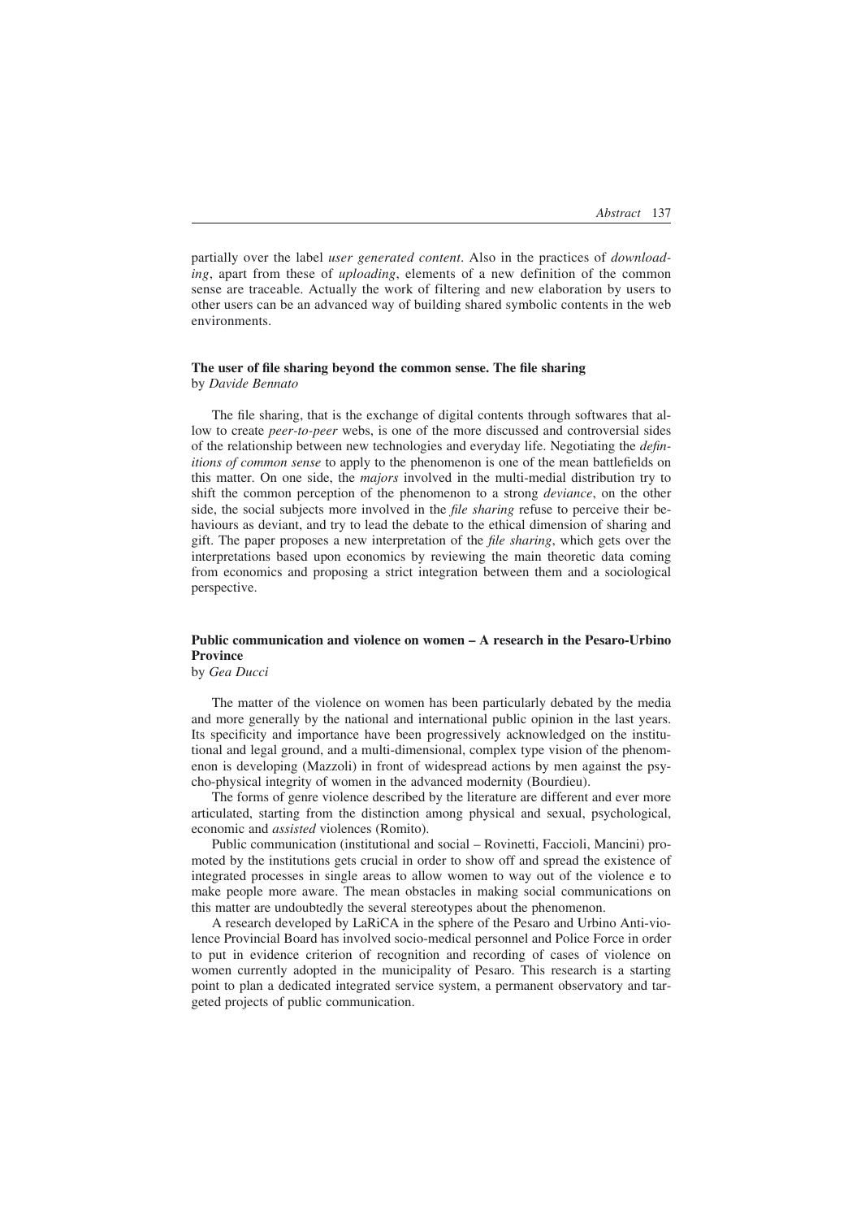partially over the label *user generated content*. Also in the practices of *downloading*, apart from these of *uploading*, elements of a new definition of the common sense are traceable. Actually the work of filtering and new elaboration by users to other users can be an advanced way of building shared symbolic contents in the web environments.

### The user of file sharing beyond the common sense. The file sharing
by *Davide Bennato*

The file sharing, that is the exchange of digital contents through softwares that allow to create *peer-to-peer* webs, is one of the more discussed and controversial sides of the relationship between new technologies and everyday life. Negotiating the *definitions of common sense* to apply to the phenomenon is one of the mean battlefields on this matter. On one side, the *majors* involved in the multi-medial distribution try to shift the common perception of the phenomenon to a strong *deviance*, on the other side, the social subjects more involved in the *file sharing* refuse to perceive their behaviours as deviant, and try to lead the debate to the ethical dimension of sharing and gift. The paper proposes a new interpretation of the *file sharing*, which gets over the interpretations based upon economics by reviewing the main theoretic data coming from economics and proposing a strict integration between them and a sociological perspective.

### Public communication and violence on women – A research in the Pesaro-Urbino Province
by *Gea Ducci*

The matter of the violence on women has been particularly debated by the media and more generally by the national and international public opinion in the last years. Its specificity and importance have been progressively acknowledged on the institutional and legal ground, and a multi-dimensional, complex type vision of the phenomenon is developing (Mazzoli) in front of widespread actions by men against the psycho-physical integrity of women in the advanced modernity (Bourdieu).

The forms of genre violence described by the literature are different and ever more articulated, starting from the distinction among physical and sexual, psychological, economic and *assisted* violences (Romito).

Public communication (institutional and social – Rovinetti, Faccioli, Mancini) promoted by the institutions gets crucial in order to show off and spread the existence of integrated processes in single areas to allow women to way out of the violence e to make people more aware. The mean obstacles in making social communications on this matter are undoubtedly the several stereotypes about the phenomenon.

A research developed by LaRiCA in the sphere of the Pesaro and Urbino Anti-violence Provincial Board has involved socio-medical personnel and Police Force in order to put in evidence criterion of recognition and recording of cases of violence on women currently adopted in the municipality of Pesaro. This research is a starting point to plan a dedicated integrated service system, a permanent observatory and targeted projects of public communication.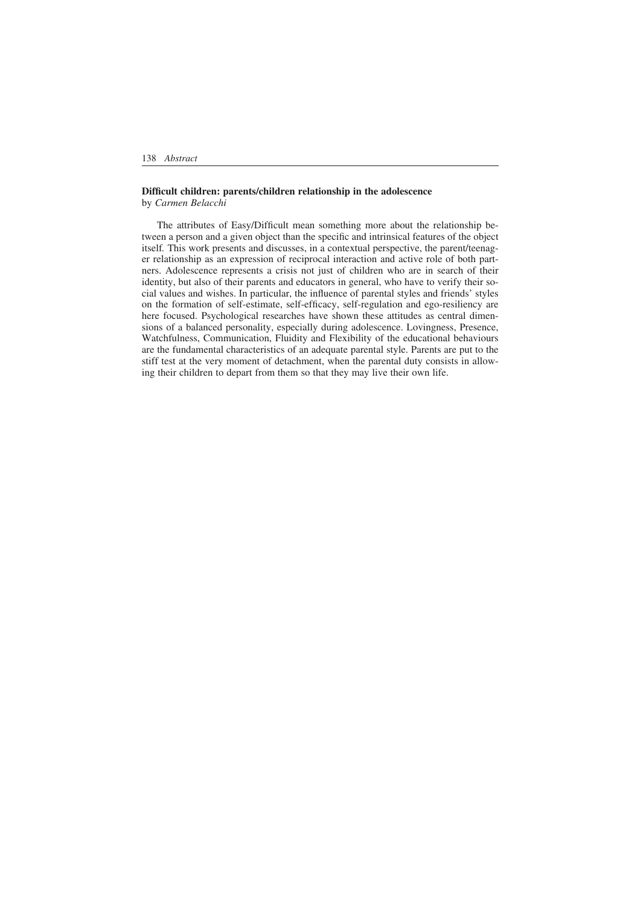**Difficult children: parents/children relationship in the adolescence**
by *Carmen Belacchi*

The attributes of Easy/Difficult mean something more about the relationship between a person and a given object than the specific and intrinsical features of the object itself. This work presents and discusses, in a contextual perspective, the parent/teenager relationship as an expression of reciprocal interaction and active role of both partners. Adolescence represents a crisis not just of children who are in search of their identity, but also of their parents and educators in general, who have to verify their social values and wishes. In particular, the influence of parental styles and friends' styles on the formation of self-estimate, self-efficacy, self-regulation and ego-resiliency are here focused. Psychological researches have shown these attitudes as central dimensions of a balanced personality, especially during adolescence. Lovingness, Presence, Watchfulness, Communication, Fluidity and Flexibility of the educational behaviours are the fundamental characteristics of an adequate parental style. Parents are put to the stiff test at the very moment of detachment, when the parental duty consists in allowing their children to depart from them so that they may live their own life.